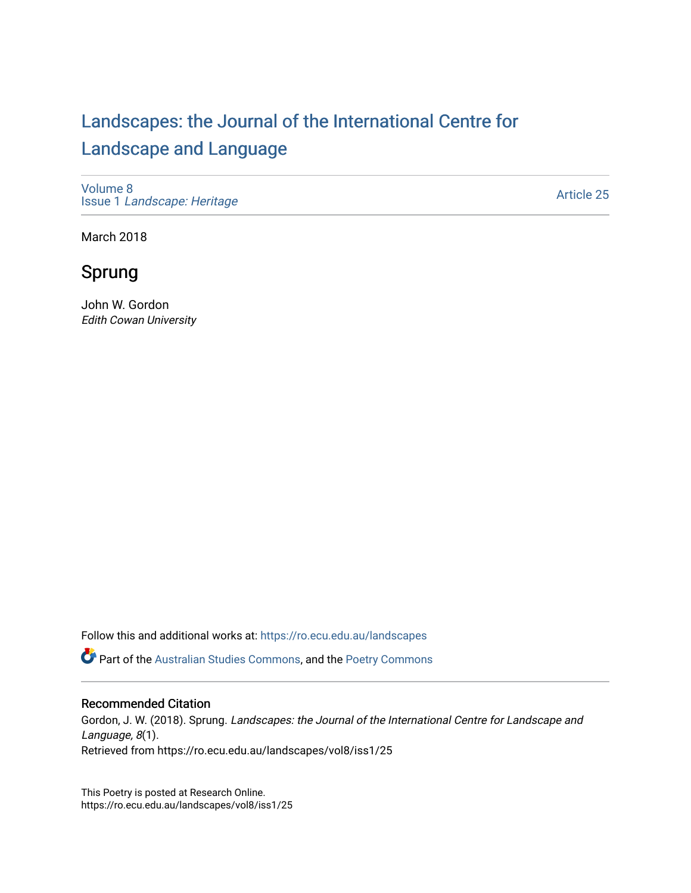# Landscapes: the Journal of the International Centre for Landscape and Language

Volume 8
Issue 1 *Landscape: Heritage*

Article 25

March 2018

## Sprung

John W. Gordon
*Edith Cowan University*

Follow this and additional works at: https://ro.ecu.edu.au/landscapes

Part of the Australian Studies Commons, and the Poetry Commons

### Recommended Citation

Gordon, J. W. (2018). Sprung. *Landscapes: the Journal of the International Centre for Landscape and Language, 8*(1).
Retrieved from https://ro.ecu.edu.au/landscapes/vol8/iss1/25

This Poetry is posted at Research Online.
https://ro.ecu.edu.au/landscapes/vol8/iss1/25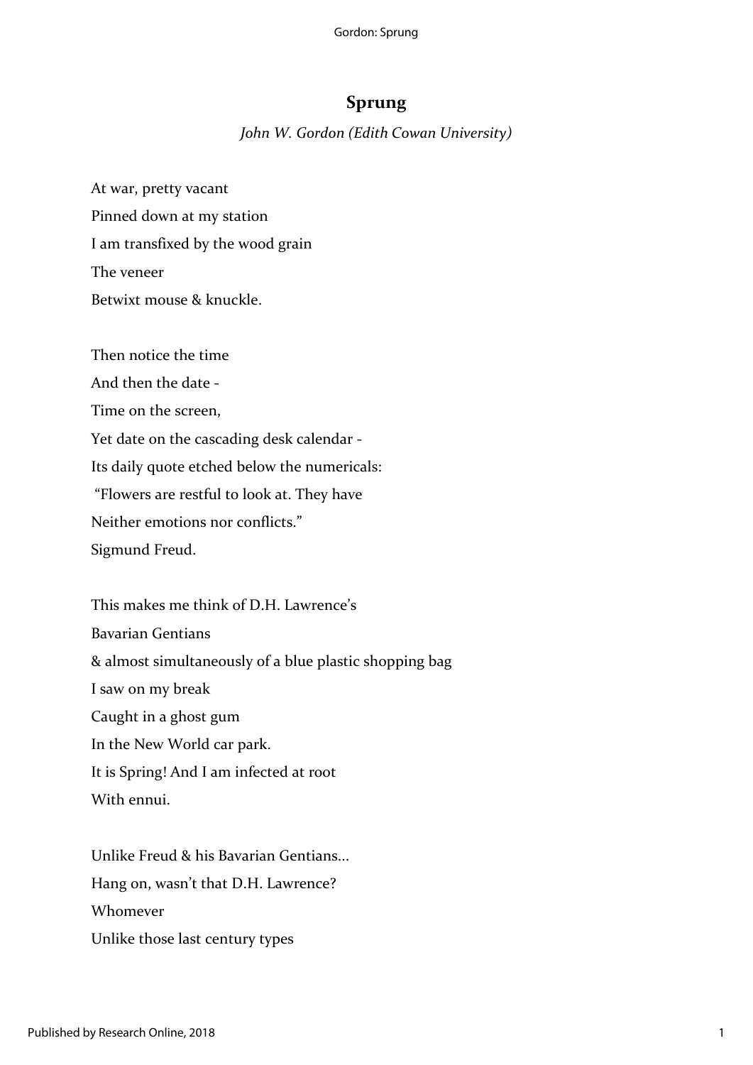# Sprung

*John W. Gordon (Edith Cowan University)*

At war, pretty vacant  
Pinned down at my station  
I am transfixed by the wood grain  
The veneer  
Betwixt mouse & knuckle.

Then notice the time  
And then the date -  
Time on the screen,  
Yet date on the cascading desk calendar -  
Its daily quote etched below the numericals:  
"Flowers are restful to look at. They have  
Neither emotions nor conflicts."  
Sigmund Freud.

This makes me think of D.H. Lawrence's  
Bavarian Gentians  
& almost simultaneously of a blue plastic shopping bag  
I saw on my break  
Caught in a ghost gum  
In the New World car park.  
It is Spring! And I am infected at root  
With ennui.

Unlike Freud & his Bavarian Gentians...  
Hang on, wasn't that D.H. Lawrence?  
Whomever  
Unlike those last century types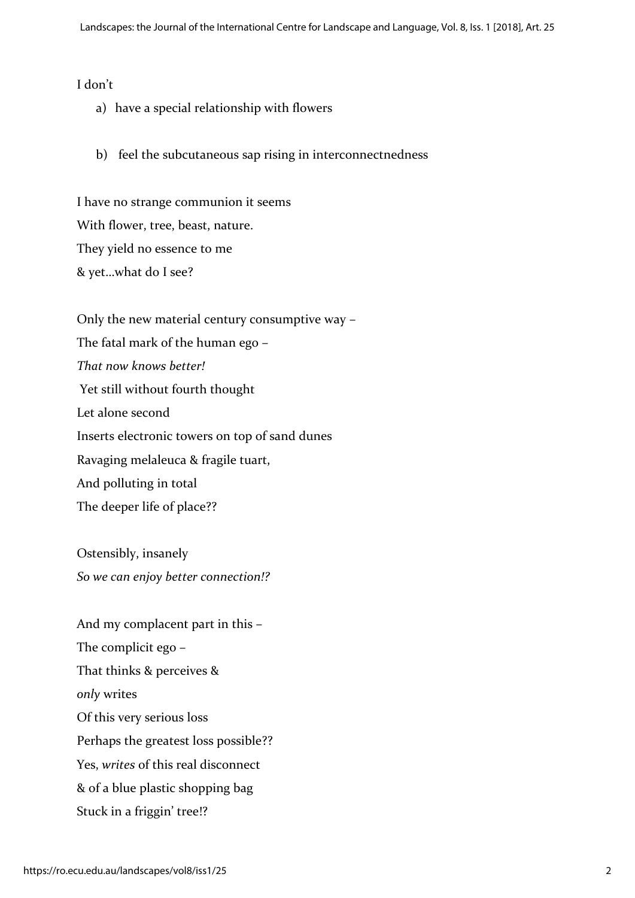I don't

a) have a special relationship with flowers

b) feel the subcutaneous sap rising in interconnectnedness

I have no strange communion it seems  
With flower, tree, beast, nature.  
They yield no essence to me  
& yet…what do I see?

Only the new material century consumptive way –  
The fatal mark of the human ego –  
*That now knows better!*  
Yet still without fourth thought  
Let alone second  
Inserts electronic towers on top of sand dunes  
Ravaging melaleuca & fragile tuart,  
And polluting in total  
The deeper life of place??

Ostensibly, insanely  
*So we can enjoy better connection!?*

And my complacent part in this –  
The complicit ego –  
That thinks & perceives &  
*only* writes  
Of this very serious loss  
Perhaps the greatest loss possible??  
Yes, *writes* of this real disconnect  
& of a blue plastic shopping bag  
Stuck in a friggin' tree!?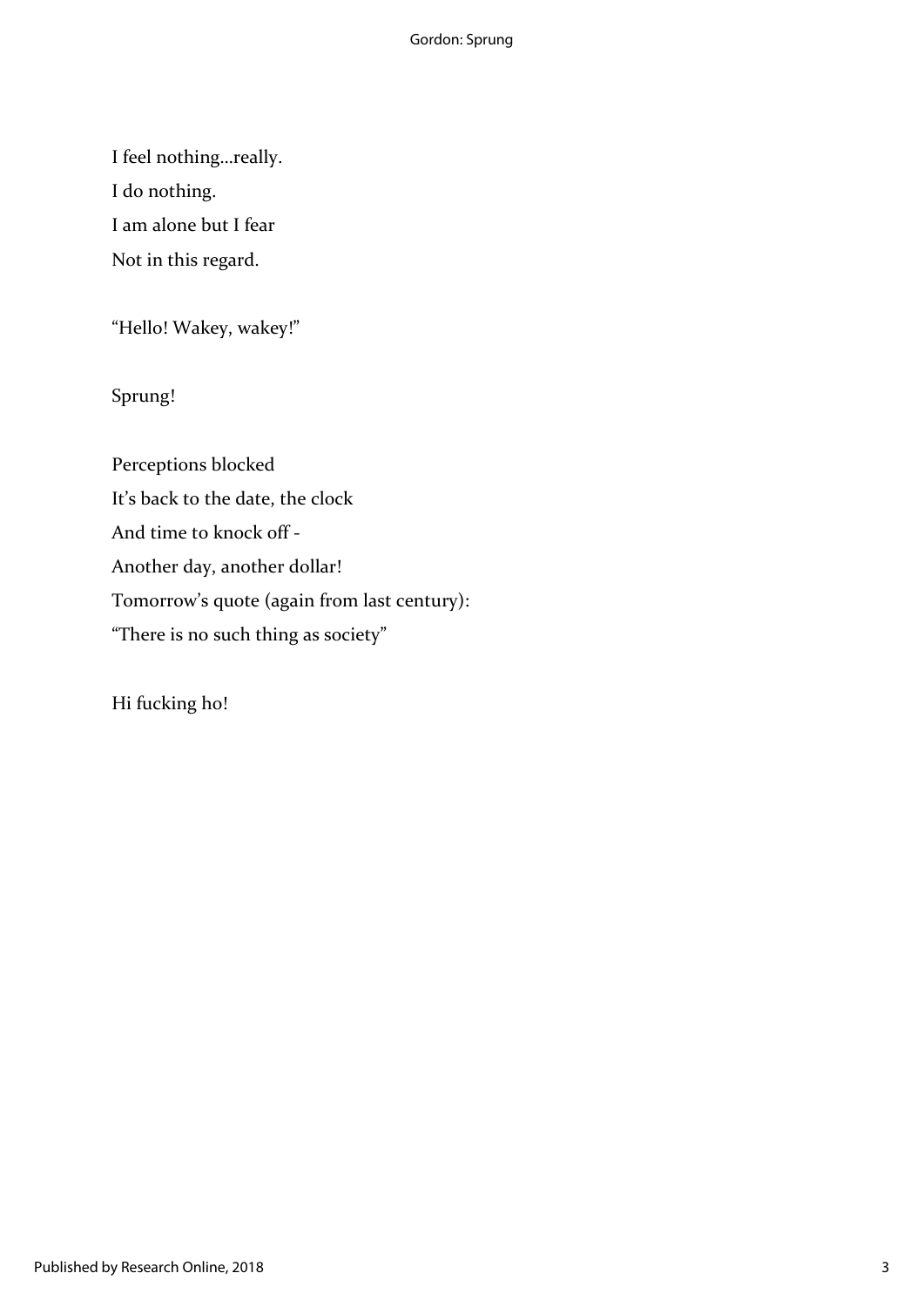I feel nothing...really.  
I do nothing.  
I am alone but I fear  
Not in this regard.

"Hello! Wakey, wakey!"

Sprung!

Perceptions blocked  
It's back to the date, the clock  
And time to knock off -  
Another day, another dollar!  
Tomorrow's quote (again from last century):  
"There is no such thing as society"

Hi fucking ho!